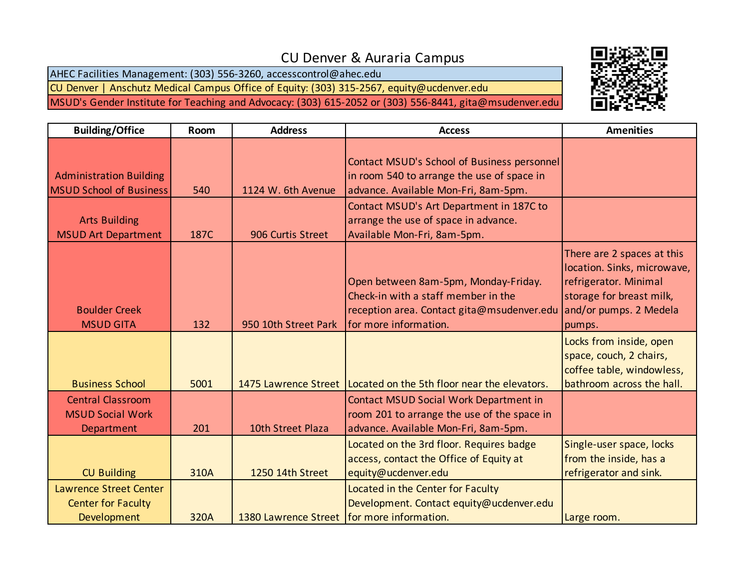# CU Denver & Auraria Campus

AHEC Facilities Management: (303) 556-3260, accesscontrol@ahec.edu

CU Denver | Anschutz Medical Campus Office of Equity: (303) 315-2567, equity@ucdenver.edu

MSUD's Gender Institute for Teaching and Advocacy: (303) 615-2052 or (303) 556-8441, gita@msudenver.edu

| Building/Office | Room | Address | Access | Amenities |
|---|---|---|---|---|
| Administration Building MSUD School of Business | 540 | 1124 W. 6th Avenue | Contact MSUD's School of Business personnel in room 540 to arrange the use of space in advance. Available Mon-Fri, 8am-5pm. | |
| Arts Building MSUD Art Department | 187C | 906 Curtis Street | Contact MSUD's Art Department in 187C to arrange the use of space in advance. Available Mon-Fri, 8am-5pm. | |
| Boulder Creek MSUD GITA | 132 | 950 10th Street Park | Open between 8am-5pm, Monday-Friday. Check-in with a staff member in the reception area. Contact gita@msudenver.edu for more information. | There are 2 spaces at this location. Sinks, microwave, refrigerator. Minimal storage for breast milk, and/or pumps. 2 Medela pumps. |
| Business School | 5001 | 1475 Lawrence Street | Located on the 5th floor near the elevators. | Locks from inside, open space, couch, 2 chairs, coffee table, windowless, bathroom across the hall. |
| Central Classroom MSUD Social Work Department | 201 | 10th Street Plaza | Contact MSUD Social Work Department in room 201 to arrange the use of the space in advance. Available Mon-Fri, 8am-5pm. | |
| CU Building | 310A | 1250 14th Street | Located on the 3rd floor. Requires badge access, contact the Office of Equity at equity@ucdenver.edu | Single-user space, locks from the inside, has a refrigerator and sink. |
| Lawrence Street Center Center for Faculty Development | 320A | 1380 Lawrence Street | Located in the Center for Faculty Development. Contact equity@ucdenver.edu for more information. | Large room. |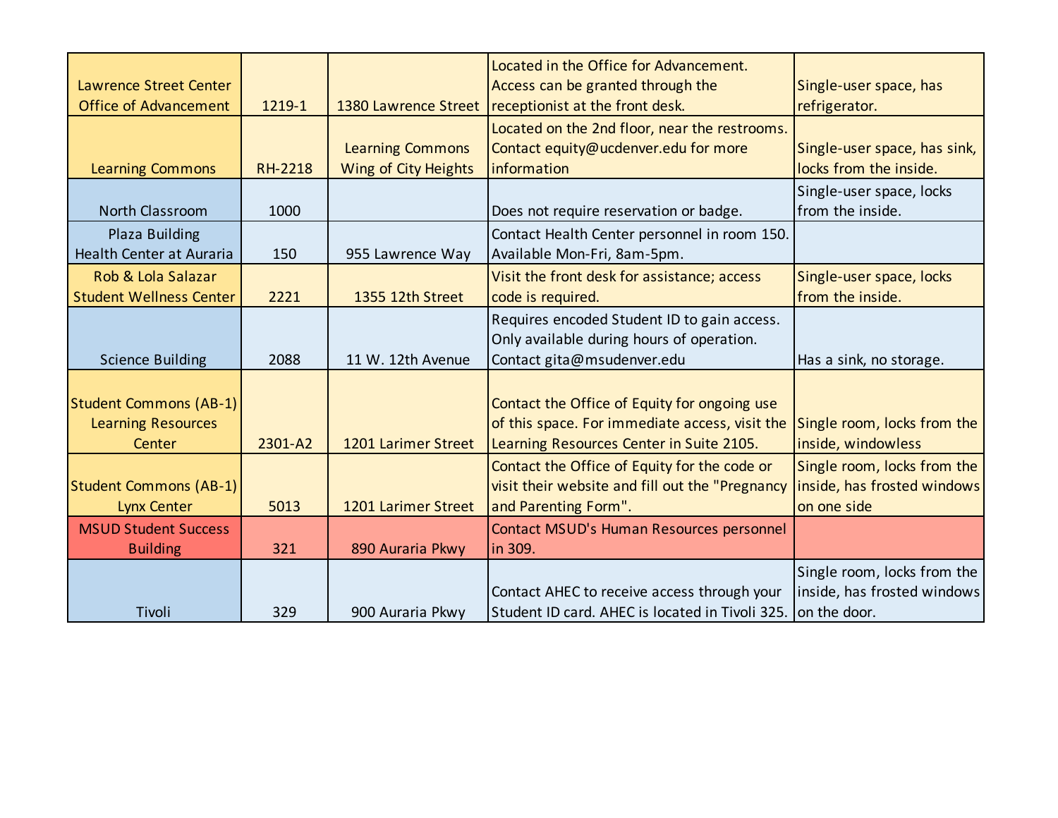| | | | | |
|---|---|---|---|---|
| Lawrence Street Center Office of Advancement | 1219-1 | 1380 Lawrence Street | Located in the Office for Advancement. Access can be granted through the receptionist at the front desk. | Single-user space, has refrigerator. |
| Learning Commons | RH-2218 | Learning Commons Wing of City Heights | Located on the 2nd floor, near the restrooms. Contact equity@ucdenver.edu for more information | Single-user space, has sink, locks from the inside. |
| North Classroom | 1000 | | Does not require reservation or badge. | Single-user space, locks from the inside. |
| Plaza Building Health Center at Auraria | 150 | 955 Lawrence Way | Contact Health Center personnel in room 150. Available Mon-Fri, 8am-5pm. | |
| Rob & Lola Salazar Student Wellness Center | 2221 | 1355 12th Street | Visit the front desk for assistance; access code is required. | Single-user space, locks from the inside. |
| Science Building | 2088 | 11 W. 12th Avenue | Requires encoded Student ID to gain access. Only available during hours of operation. Contact gita@msudenver.edu | Has a sink, no storage. |
| Student Commons (AB-1) Learning Resources Center | 2301-A2 | 1201 Larimer Street | Contact the Office of Equity for ongoing use of this space. For immediate access, visit the Learning Resources Center in Suite 2105. | Single room, locks from the inside, windowless |
| Student Commons (AB-1) Lynx Center | 5013 | 1201 Larimer Street | Contact the Office of Equity for the code or visit their website and fill out the "Pregnancy and Parenting Form". | Single room, locks from the inside, has frosted windows on one side |
| MSUD Student Success Building | 321 | 890 Auraria Pkwy | Contact MSUD's Human Resources personnel in 309. | |
| Tivoli | 329 | 900 Auraria Pkwy | Contact AHEC to receive access through your Student ID card. AHEC is located in Tivoli 325. | Single room, locks from the inside, has frosted windows on the door. |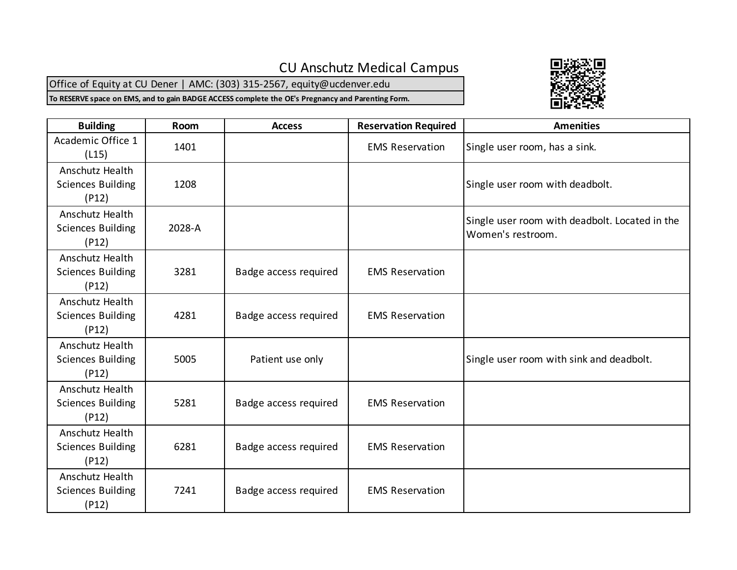# CU Anschutz Medical Campus

Office of Equity at CU Dener | AMC: (303) 315-2567, equity@ucdenver.edu

**To RESERVE space on EMS, and to gain BADGE ACCESS complete the OE's Pregnancy and Parenting Form.**

| Building | Room | Access | Reservation Required | Amenities |
|---|---|---|---|---|
| Academic Office 1 (L15) | 1401 | | EMS Reservation | Single user room, has a sink. |
| Anschutz Health Sciences Building (P12) | 1208 | | | Single user room with deadbolt. |
| Anschutz Health Sciences Building (P12) | 2028-A | | | Single user room with deadbolt. Located in the Women's restroom. |
| Anschutz Health Sciences Building (P12) | 3281 | Badge access required | EMS Reservation | |
| Anschutz Health Sciences Building (P12) | 4281 | Badge access required | EMS Reservation | |
| Anschutz Health Sciences Building (P12) | 5005 | Patient use only | | Single user room with sink and deadbolt. |
| Anschutz Health Sciences Building (P12) | 5281 | Badge access required | EMS Reservation | |
| Anschutz Health Sciences Building (P12) | 6281 | Badge access required | EMS Reservation | |
| Anschutz Health Sciences Building (P12) | 7241 | Badge access required | EMS Reservation | |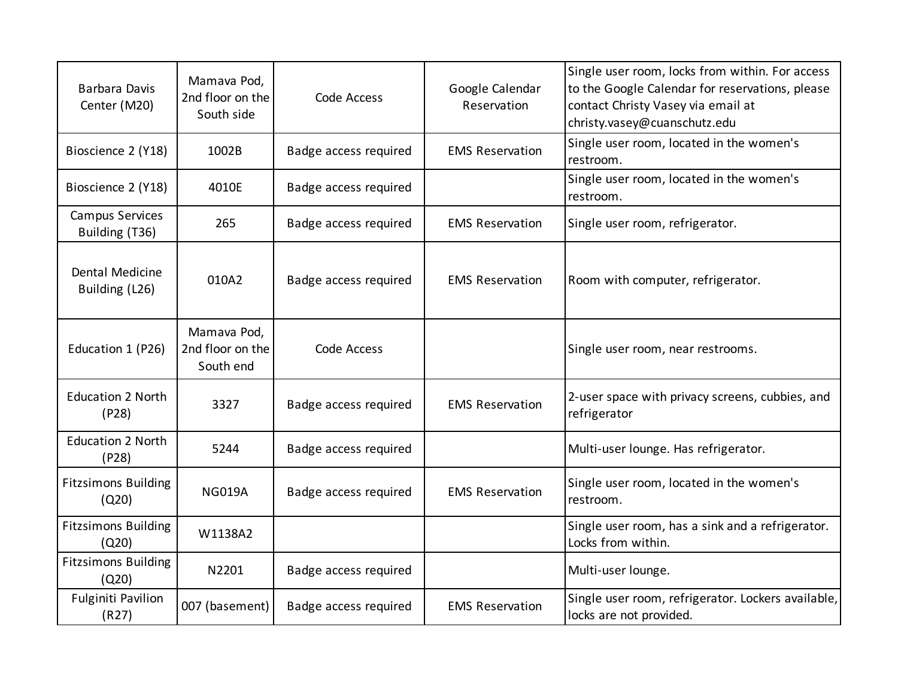| | | | | |
|---|---|---|---|---|
| Barbara Davis Center (M20) | Mamava Pod, 2nd floor on the South side | Code Access | Google Calendar Reservation | Single user room, locks from within. For access to the Google Calendar for reservations, please contact Christy Vasey via email at christy.vasey@cuanschutz.edu |
| Bioscience 2 (Y18) | 1002B | Badge access required | EMS Reservation | Single user room, located in the women's restroom. |
| Bioscience 2 (Y18) | 4010E | Badge access required | | Single user room, located in the women's restroom. |
| Campus Services Building (T36) | 265 | Badge access required | EMS Reservation | Single user room, refrigerator. |
| Dental Medicine Building (L26) | 010A2 | Badge access required | EMS Reservation | Room with computer, refrigerator. |
| Education 1 (P26) | Mamava Pod, 2nd floor on the South end | Code Access | | Single user room, near restrooms. |
| Education 2 North (P28) | 3327 | Badge access required | EMS Reservation | 2-user space with privacy screens, cubbies, and refrigerator |
| Education 2 North (P28) | 5244 | Badge access required | | Multi-user lounge. Has refrigerator. |
| Fitzsimons Building (Q20) | NG019A | Badge access required | EMS Reservation | Single user room, located in the women's restroom. |
| Fitzsimons Building (Q20) | W1138A2 | | | Single user room, has a sink and a refrigerator. Locks from within. |
| Fitzsimons Building (Q20) | N2201 | Badge access required | | Multi-user lounge. |
| Fulginiti Pavilion (R27) | 007 (basement) | Badge access required | EMS Reservation | Single user room, refrigerator. Lockers available, locks are not provided. |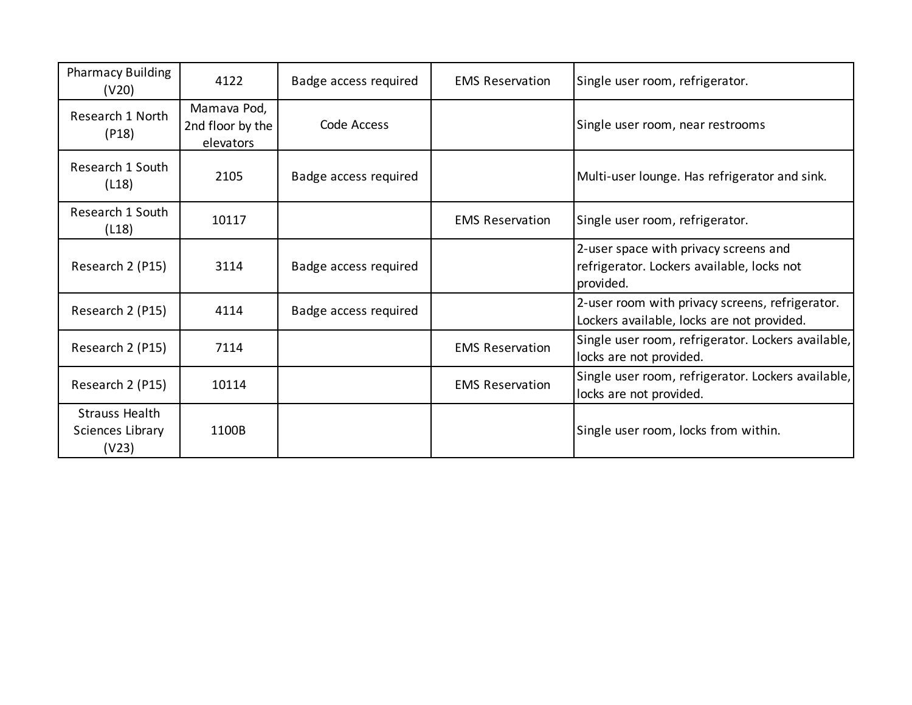| | | | | |
|---|---|---|---|---|
| Pharmacy Building (V20) | 4122 | Badge access required | EMS Reservation | Single user room, refrigerator. |
| Research 1 North (P18) | Mamava Pod, 2nd floor by the elevators | Code Access | | Single user room, near restrooms |
| Research 1 South (L18) | 2105 | Badge access required | | Multi-user lounge. Has refrigerator and sink. |
| Research 1 South (L18) | 10117 | | EMS Reservation | Single user room, refrigerator. |
| Research 2 (P15) | 3114 | Badge access required | | 2-user space with privacy screens and refrigerator. Lockers available, locks not provided. |
| Research 2 (P15) | 4114 | Badge access required | | 2-user room with privacy screens, refrigerator. Lockers available, locks are not provided. |
| Research 2 (P15) | 7114 | | EMS Reservation | Single user room, refrigerator. Lockers available, locks are not provided. |
| Research 2 (P15) | 10114 | | EMS Reservation | Single user room, refrigerator. Lockers available, locks are not provided. |
| Strauss Health Sciences Library (V23) | 1100B | | | Single user room, locks from within. |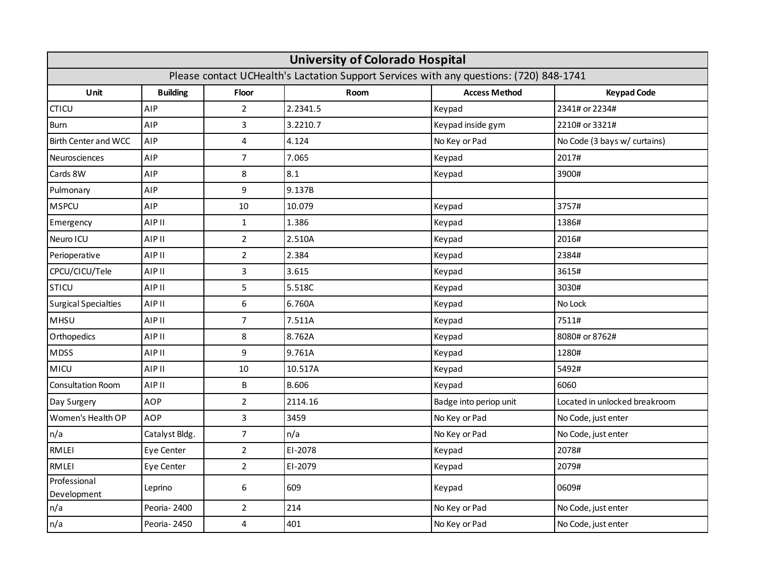# University of Colorado Hospital

Please contact UCHealth's Lactation Support Services with any questions: (720) 848-1741

| Unit | Building | Floor | Room | Access Method | Keypad Code |
|---|---|---|---|---|---|
| CTICU | AIP | 2 | 2.2341.5 | Keypad | 2341# or 2234# |
| Burn | AIP | 3 | 3.2210.7 | Keypad inside gym | 2210# or 3321# |
| Birth Center and WCC | AIP | 4 | 4.124 | No Key or Pad | No Code (3 bays w/ curtains) |
| Neurosciences | AIP | 7 | 7.065 | Keypad | 2017# |
| Cards 8W | AIP | 8 | 8.1 | Keypad | 3900# |
| Pulmonary | AIP | 9 | 9.137B | | |
| MSPCU | AIP | 10 | 10.079 | Keypad | 3757# |
| Emergency | AIP II | 1 | 1.386 | Keypad | 1386# |
| Neuro ICU | AIP II | 2 | 2.510A | Keypad | 2016# |
| Perioperative | AIP II | 2 | 2.384 | Keypad | 2384# |
| CPCU/CICU/Tele | AIP II | 3 | 3.615 | Keypad | 3615# |
| STICU | AIP II | 5 | 5.518C | Keypad | 3030# |
| Surgical Specialties | AIP II | 6 | 6.760A | Keypad | No Lock |
| MHSU | AIP II | 7 | 7.511A | Keypad | 7511# |
| Orthopedics | AIP II | 8 | 8.762A | Keypad | 8080# or 8762# |
| MDSS | AIP II | 9 | 9.761A | Keypad | 1280# |
| MICU | AIP II | 10 | 10.517A | Keypad | 5492# |
| Consultation Room | AIP II | B | B.606 | Keypad | 6060 |
| Day Surgery | AOP | 2 | 2114.16 | Badge into periop unit | Located in unlocked breakroom |
| Women's Health OP | AOP | 3 | 3459 | No Key or Pad | No Code, just enter |
| n/a | Catalyst Bldg. | 7 | n/a | No Key or Pad | No Code, just enter |
| RMLEI | Eye Center | 2 | EI-2078 | Keypad | 2078# |
| RMLEI | Eye Center | 2 | EI-2079 | Keypad | 2079# |
| Professional Development | Leprino | 6 | 609 | Keypad | 0609# |
| n/a | Peoria- 2400 | 2 | 214 | No Key or Pad | No Code, just enter |
| n/a | Peoria- 2450 | 4 | 401 | No Key or Pad | No Code, just enter |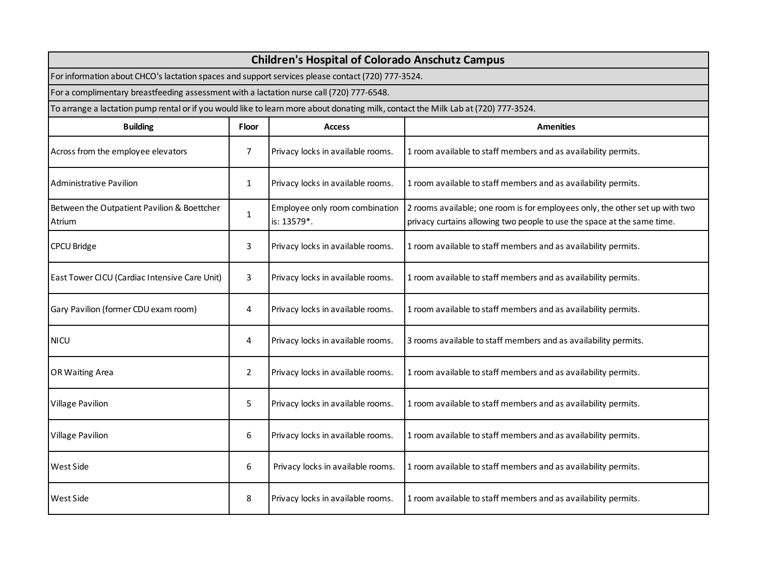## Children's Hospital of Colorado Anschutz Campus

For information about CHCO's lactation spaces and support services please contact (720) 777-3524.

For a complimentary breastfeeding assessment with a lactation nurse call (720) 777-6548.

To arrange a lactation pump rental or if you would like to learn more about donating milk, contact the Milk Lab at (720) 777-3524.

| Building | Floor | Access | Amenities |
|---|---|---|---|
| Across from the employee elevators | 7 | Privacy locks in available rooms. | 1 room available to staff members and as availability permits. |
| Administrative Pavilion | 1 | Privacy locks in available rooms. | 1 room available to staff members and as availability permits. |
| Between the Outpatient Pavilion & Boettcher Atrium | 1 | Employee only room combination is: 13579*. | 2 rooms available; one room is for employees only, the other set up with two privacy curtains allowing two people to use the space at the same time. |
| CPCU Bridge | 3 | Privacy locks in available rooms. | 1 room available to staff members and as availability permits. |
| East Tower CICU (Cardiac Intensive Care Unit) | 3 | Privacy locks in available rooms. | 1 room available to staff members and as availability permits. |
| Gary Pavilion (former CDU exam room) | 4 | Privacy locks in available rooms. | 1 room available to staff members and as availability permits. |
| NICU | 4 | Privacy locks in available rooms. | 3 rooms available to staff members and as availability permits. |
| OR Waiting Area | 2 | Privacy locks in available rooms. | 1 room available to staff members and as availability permits. |
| Village Pavilion | 5 | Privacy locks in available rooms. | 1 room available to staff members and as availability permits. |
| Village Pavilion | 6 | Privacy locks in available rooms. | 1 room available to staff members and as availability permits. |
| West Side | 6 | Privacy locks in available rooms. | 1 room available to staff members and as availability permits. |
| West Side | 8 | Privacy locks in available rooms. | 1 room available to staff members and as availability permits. |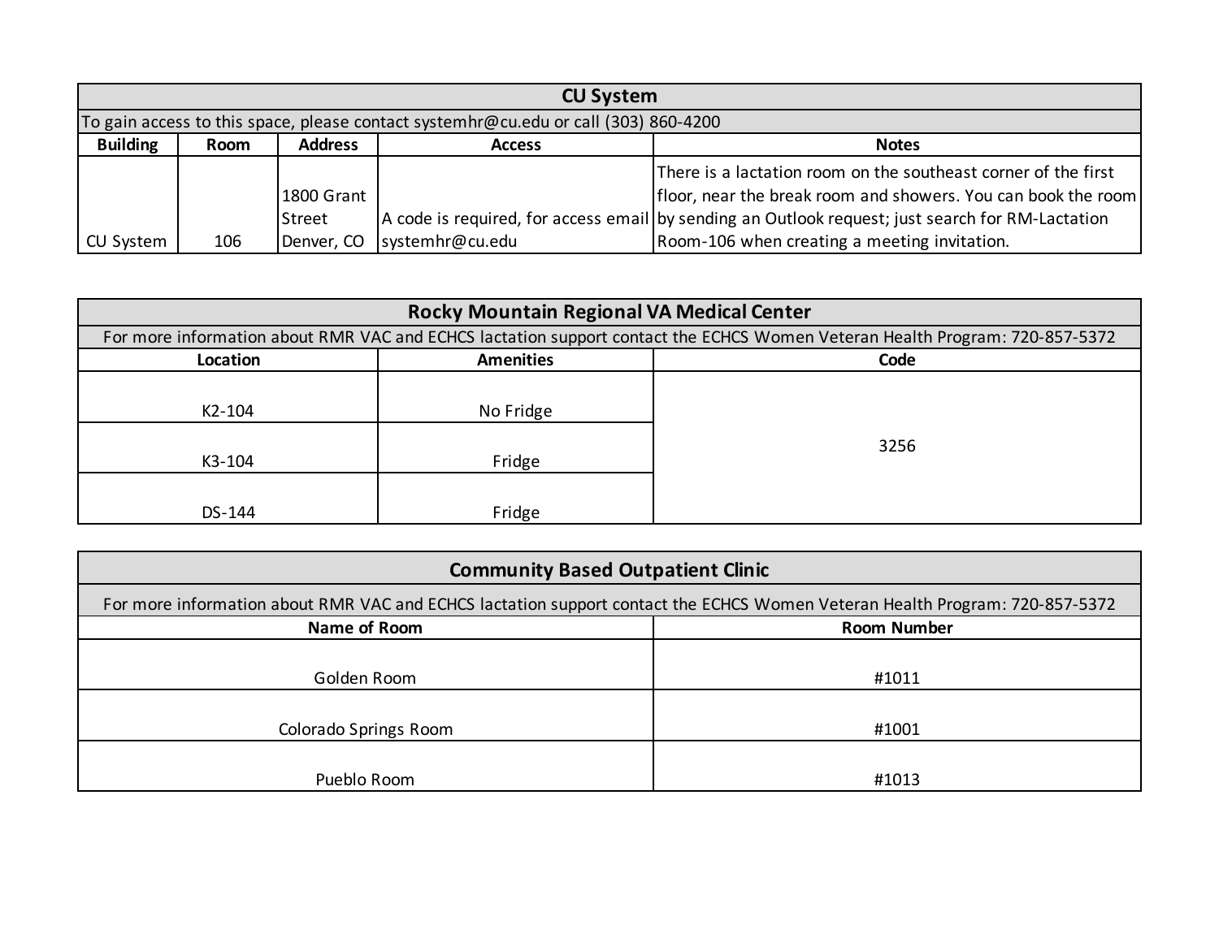## CU System

To gain access to this space, please contact systemhr@cu.edu or call (303) 860-4200

| Building | Room | Address | Access | Notes |
|---|---|---|---|---|
| CU System | 106 | 1800 Grant Street Denver, CO | A code is required, for access email systemhr@cu.edu | There is a lactation room on the southeast corner of the first floor, near the break room and showers. You can book the room by sending an Outlook request; just search for RM-Lactation Room-106 when creating a meeting invitation. |

## Rocky Mountain Regional VA Medical Center

For more information about RMR VAC and ECHCS lactation support contact the ECHCS Women Veteran Health Program: 720-857-5372

| Location | Amenities | Code |
|---|---|---|
| K2-104 | No Fridge | 3256 |
| K3-104 | Fridge | |
| DS-144 | Fridge | |

## Community Based Outpatient Clinic

For more information about RMR VAC and ECHCS lactation support contact the ECHCS Women Veteran Health Program: 720-857-5372

| Name of Room | Room Number |
|---|---|
| Golden Room | #1011 |
| Colorado Springs Room | #1001 |
| Pueblo Room | #1013 |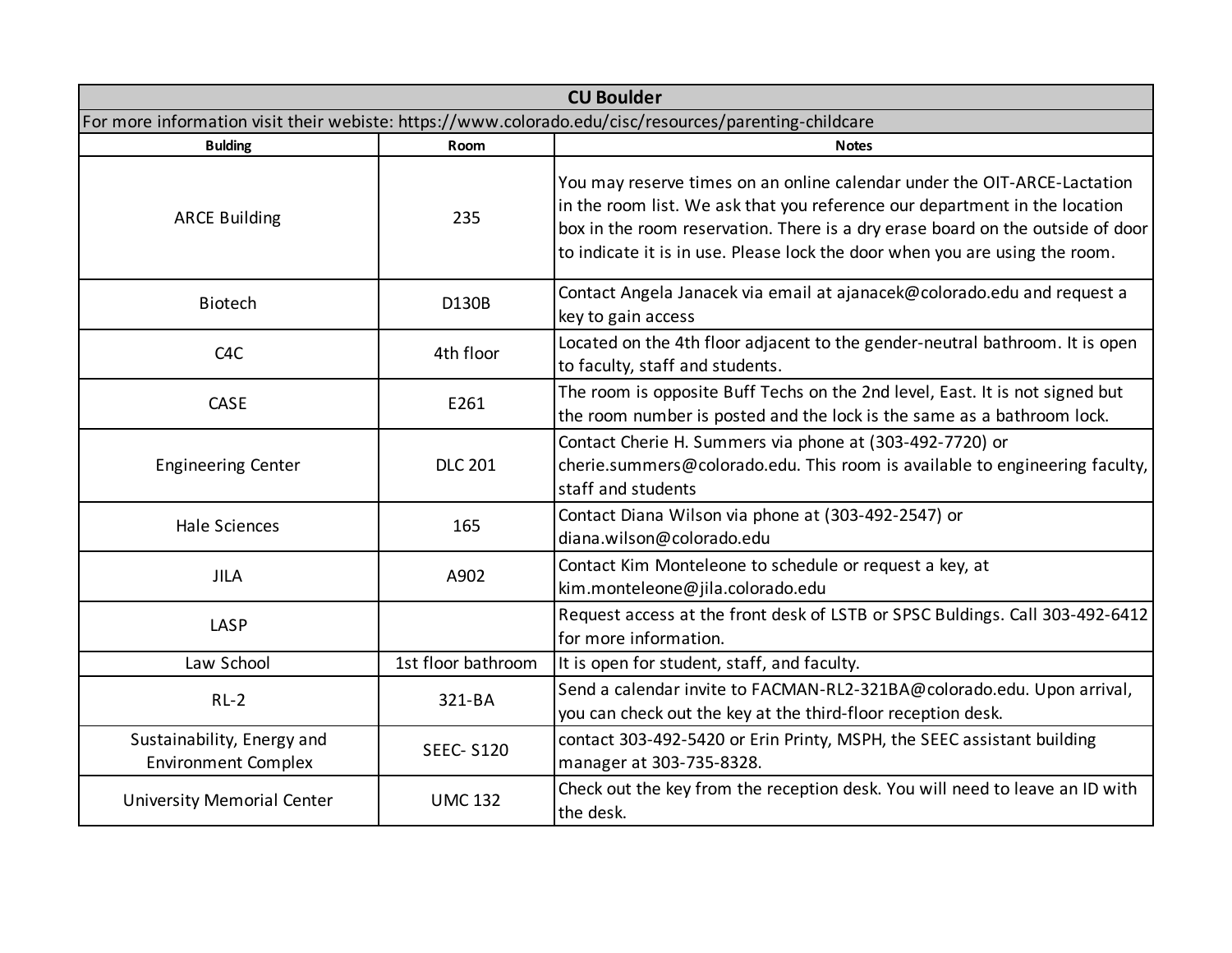| CU Boulder | | |
|---|---|---|
| For more information visit their webiste: https://www.colorado.edu/cisc/resources/parenting-childcare | | |
| **Bulding** | **Room** | **Notes** |
| ARCE Building | 235 | You may reserve times on an online calendar under the OIT-ARCE-Lactation in the room list. We ask that you reference our department in the location box in the room reservation. There is a dry erase board on the outside of door to indicate it is in use. Please lock the door when you are using the room. |
| Biotech | D130B | Contact Angela Janacek via email at ajanacek@colorado.edu and request a key to gain access |
| C4C | 4th floor | Located on the 4th floor adjacent to the gender-neutral bathroom. It is open to faculty, staff and students. |
| CASE | E261 | The room is opposite Buff Techs on the 2nd level, East. It is not signed but the room number is posted and the lock is the same as a bathroom lock. |
| Engineering Center | DLC 201 | Contact Cherie H. Summers via phone at (303-492-7720) or cherie.summers@colorado.edu. This room is available to engineering faculty, staff and students |
| Hale Sciences | 165 | Contact Diana Wilson via phone at (303-492-2547) or diana.wilson@colorado.edu |
| JILA | A902 | Contact Kim Monteleone to schedule or request a key, at kim.monteleone@jila.colorado.edu |
| LASP | | Request access at the front desk of LSTB or SPSC Buldings. Call 303-492-6412 for more information. |
| Law School | 1st floor bathroom | It is open for student, staff, and faculty. |
| RL-2 | 321-BA | Send a calendar invite to FACMAN-RL2-321BA@colorado.edu. Upon arrival, you can check out the key at the third-floor reception desk. |
| Sustainability, Energy and Environment Complex | SEEC- S120 | contact 303-492-5420 or Erin Printy, MSPH, the SEEC assistant building manager at 303-735-8328. |
| University Memorial Center | UMC 132 | Check out the key from the reception desk. You will need to leave an ID with the desk. |